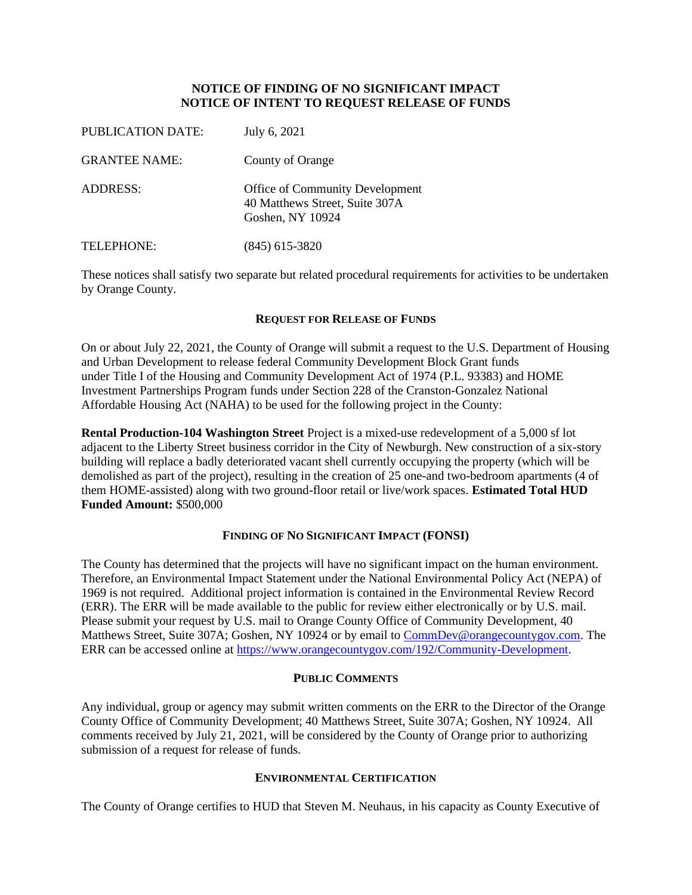**NOTICE OF FINDING OF NO SIGNIFICANT IMPACT**
**NOTICE OF INTENT TO REQUEST RELEASE OF FUNDS**

| | |
|---|---|
| PUBLICATION DATE: | July 6, 2021 |
| GRANTEE NAME: | County of Orange |
| ADDRESS: | Office of Community Development<br>40 Matthews Street, Suite 307A<br>Goshen, NY 10924 |
| TELEPHONE: | (845) 615-3820 |

These notices shall satisfy two separate but related procedural requirements for activities to be undertaken by Orange County.

### REQUEST FOR RELEASE OF FUNDS

On or about July 22, 2021, the County of Orange will submit a request to the U.S. Department of Housing and Urban Development to release federal Community Development Block Grant funds under Title I of the Housing and Community Development Act of 1974 (P.L. 93383) and HOME Investment Partnerships Program funds under Section 228 of the Cranston-Gonzalez National Affordable Housing Act (NAHA) to be used for the following project in the County:

**Rental Production-104 Washington Street** Project is a mixed-use redevelopment of a 5,000 sf lot adjacent to the Liberty Street business corridor in the City of Newburgh. New construction of a six-story building will replace a badly deteriorated vacant shell currently occupying the property (which will be demolished as part of the project), resulting in the creation of 25 one-and two-bedroom apartments (4 of them HOME-assisted) along with two ground-floor retail or live/work spaces. **Estimated Total HUD Funded Amount:** $500,000

### FINDING OF NO SIGNIFICANT IMPACT (FONSI)

The County has determined that the projects will have no significant impact on the human environment. Therefore, an Environmental Impact Statement under the National Environmental Policy Act (NEPA) of 1969 is not required. Additional project information is contained in the Environmental Review Record (ERR). The ERR will be made available to the public for review either electronically or by U.S. mail. Please submit your request by U.S. mail to Orange County Office of Community Development, 40 Matthews Street, Suite 307A; Goshen, NY 10924 or by email to CommDev@orangecountygov.com. The ERR can be accessed online at https://www.orangecountygov.com/192/Community-Development.

### PUBLIC COMMENTS

Any individual, group or agency may submit written comments on the ERR to the Director of the Orange County Office of Community Development; 40 Matthews Street, Suite 307A; Goshen, NY 10924. All comments received by July 21, 2021, will be considered by the County of Orange prior to authorizing submission of a request for release of funds.

### ENVIRONMENTAL CERTIFICATION

The County of Orange certifies to HUD that Steven M. Neuhaus, in his capacity as County Executive of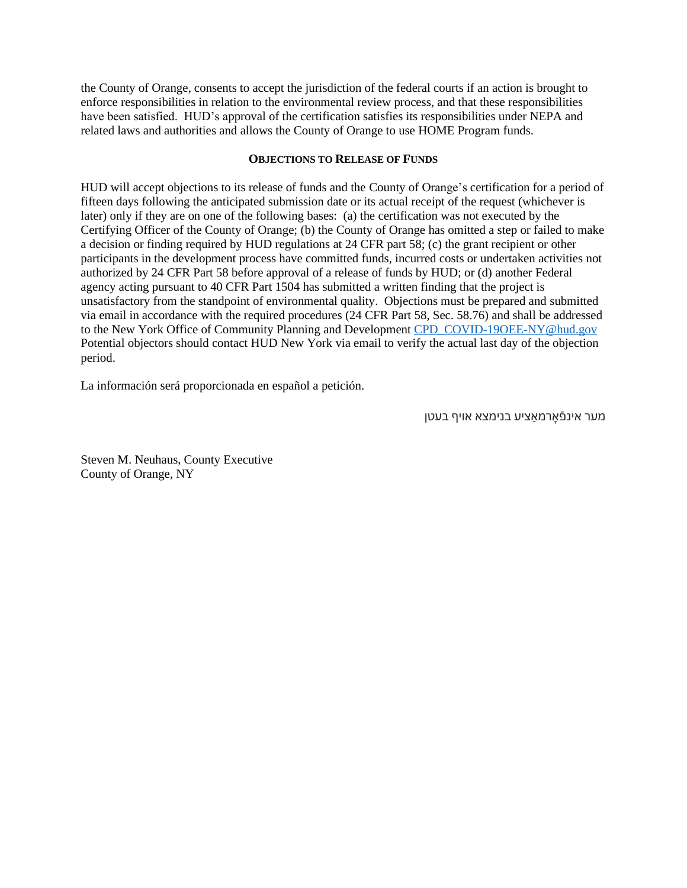the County of Orange, consents to accept the jurisdiction of the federal courts if an action is brought to enforce responsibilities in relation to the environmental review process, and that these responsibilities have been satisfied. HUD's approval of the certification satisfies its responsibilities under NEPA and related laws and authorities and allows the County of Orange to use HOME Program funds.

**OBJECTIONS TO RELEASE OF FUNDS**

HUD will accept objections to its release of funds and the County of Orange's certification for a period of fifteen days following the anticipated submission date or its actual receipt of the request (whichever is later) only if they are on one of the following bases: (a) the certification was not executed by the Certifying Officer of the County of Orange; (b) the County of Orange has omitted a step or failed to make a decision or finding required by HUD regulations at 24 CFR part 58; (c) the grant recipient or other participants in the development process have committed funds, incurred costs or undertaken activities not authorized by 24 CFR Part 58 before approval of a release of funds by HUD; or (d) another Federal agency acting pursuant to 40 CFR Part 1504 has submitted a written finding that the project is unsatisfactory from the standpoint of environmental quality. Objections must be prepared and submitted via email in accordance with the required procedures (24 CFR Part 58, Sec. 58.76) and shall be addressed to the New York Office of Community Planning and Development CPD_COVID-19OEE-NY@hud.gov Potential objectors should contact HUD New York via email to verify the actual last day of the objection period.

La información será proporcionada en español a petición.

מער אינפֿאָרמאַציע בנימצא אויף בעטן

Steven M. Neuhaus, County Executive
County of Orange, NY